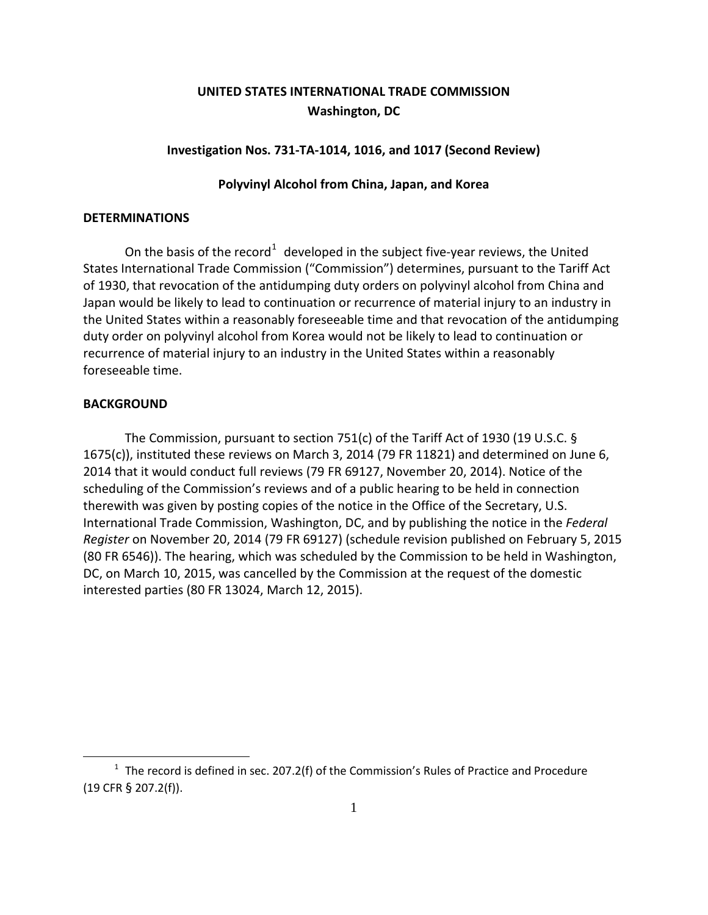**UNITED STATES INTERNATIONAL TRADE COMMISSION**
**Washington, DC**

**Investigation Nos. 731-TA-1014, 1016, and 1017 (Second Review)**

**Polyvinyl Alcohol from China, Japan, and Korea**

## DETERMINATIONS

On the basis of the record[1] developed in the subject five-year reviews, the United States International Trade Commission ("Commission") determines, pursuant to the Tariff Act of 1930, that revocation of the antidumping duty orders on polyvinyl alcohol from China and Japan would be likely to lead to continuation or recurrence of material injury to an industry in the United States within a reasonably foreseeable time and that revocation of the antidumping duty order on polyvinyl alcohol from Korea would not be likely to lead to continuation or recurrence of material injury to an industry in the United States within a reasonably foreseeable time.

## BACKGROUND

The Commission, pursuant to section 751(c) of the Tariff Act of 1930 (19 U.S.C. § 1675(c)), instituted these reviews on March 3, 2014 (79 FR 11821) and determined on June 6, 2014 that it would conduct full reviews (79 FR 69127, November 20, 2014). Notice of the scheduling of the Commission's reviews and of a public hearing to be held in connection therewith was given by posting copies of the notice in the Office of the Secretary, U.S. International Trade Commission, Washington, DC, and by publishing the notice in the *Federal Register* on November 20, 2014 (79 FR 69127) (schedule revision published on February 5, 2015 (80 FR 6546)). The hearing, which was scheduled by the Commission to be held in Washington, DC, on March 10, 2015, was cancelled by the Commission at the request of the domestic interested parties (80 FR 13024, March 12, 2015).

---

[1] The record is defined in sec. 207.2(f) of the Commission's Rules of Practice and Procedure (19 CFR § 207.2(f)).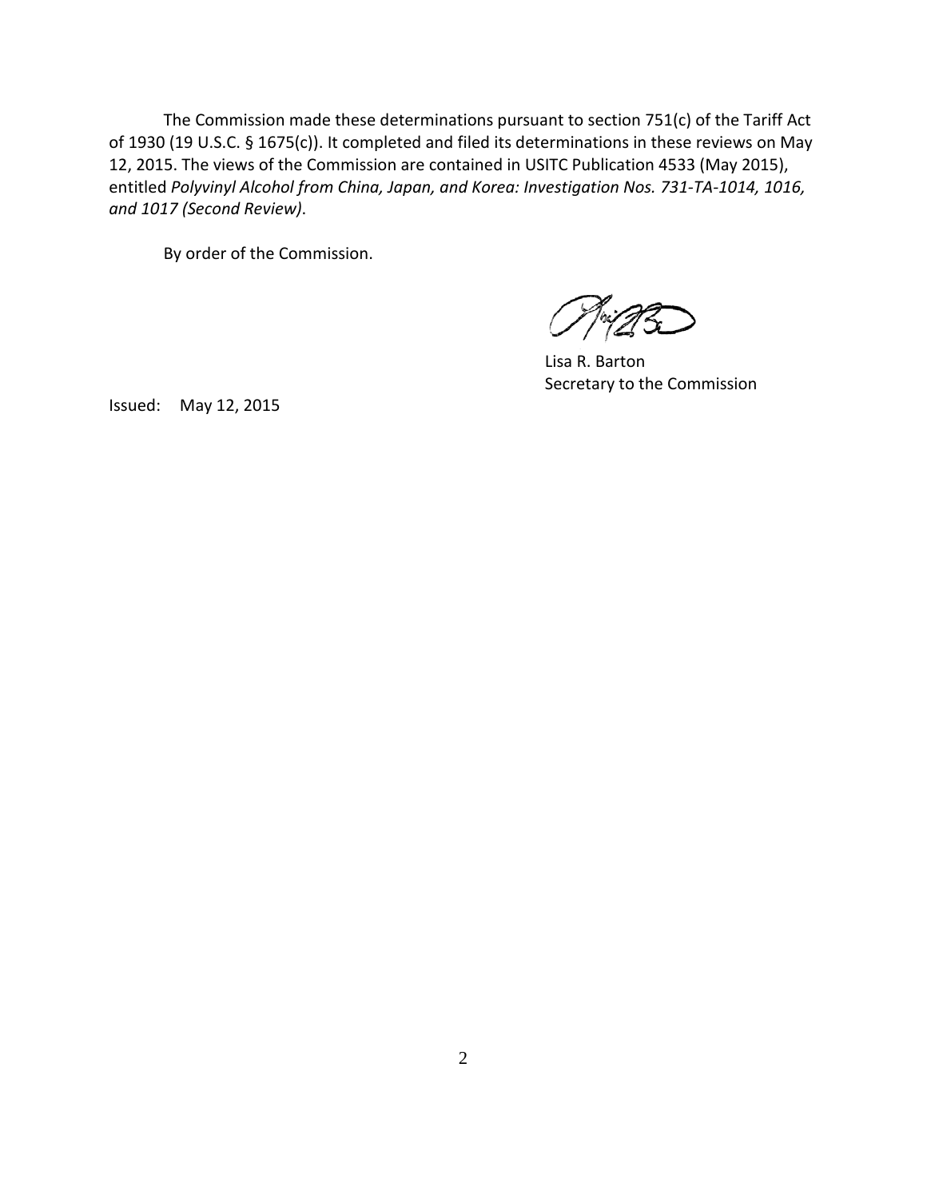The Commission made these determinations pursuant to section 751(c) of the Tariff Act of 1930 (19 U.S.C. § 1675(c)). It completed and filed its determinations in these reviews on May 12, 2015. The views of the Commission are contained in USITC Publication 4533 (May 2015), entitled *Polyvinyl Alcohol from China, Japan, and Korea: Investigation Nos. 731-TA-1014, 1016, and 1017 (Second Review)*.

By order of the Commission.

Lisa R. Barton
Secretary to the Commission

Issued: May 12, 2015